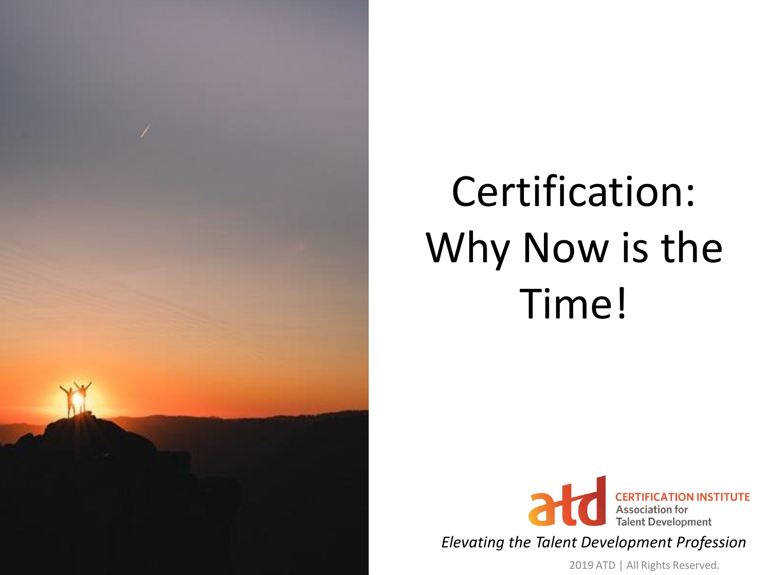# Certification: Why Now is the Time!

CERTIFICATION INSTITUTE
Association for Talent Development

*Elevating the Talent Development Profession*

2019 ATD | All Rights Reserved.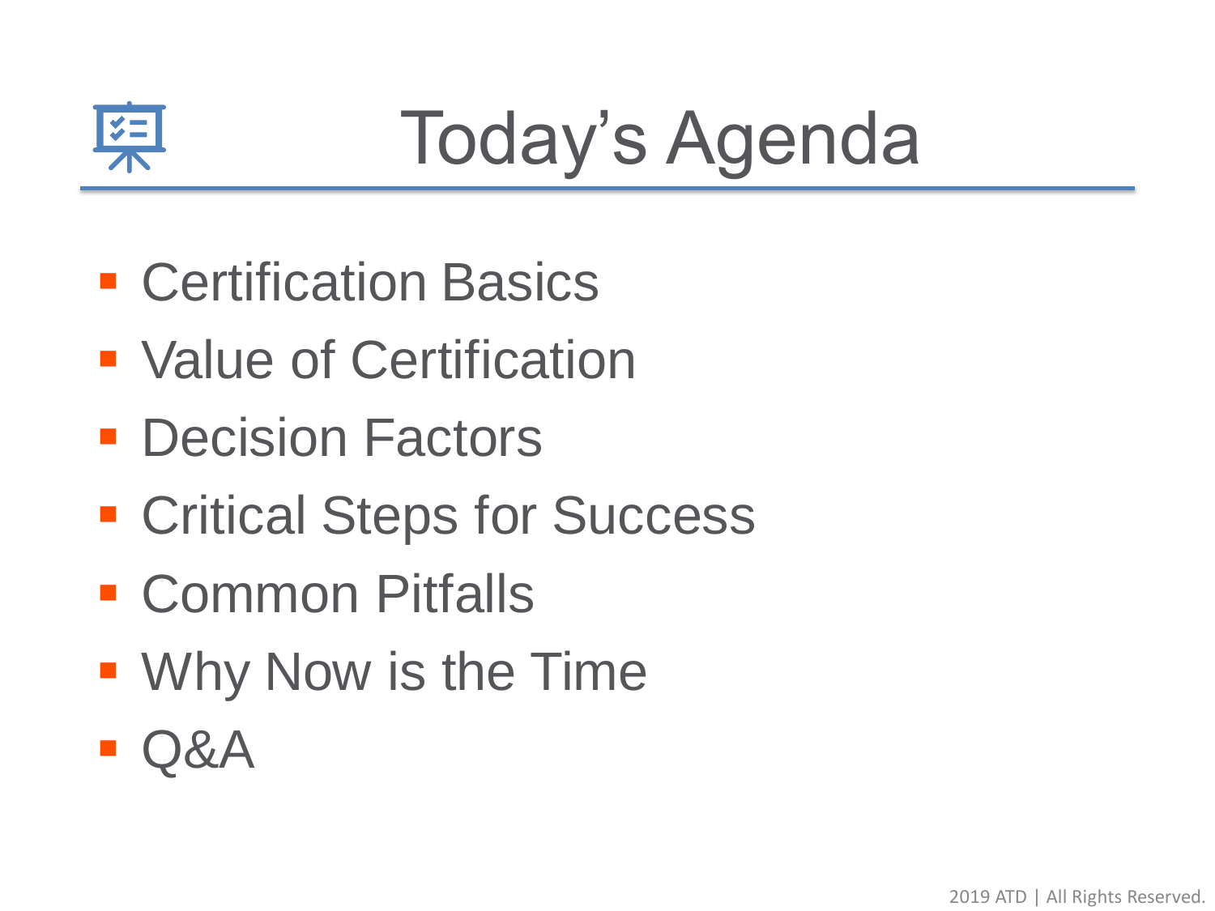# Today's Agenda

- Certification Basics
- Value of Certification
- Decision Factors
- Critical Steps for Success
- Common Pitfalls
- Why Now is the Time
- Q&A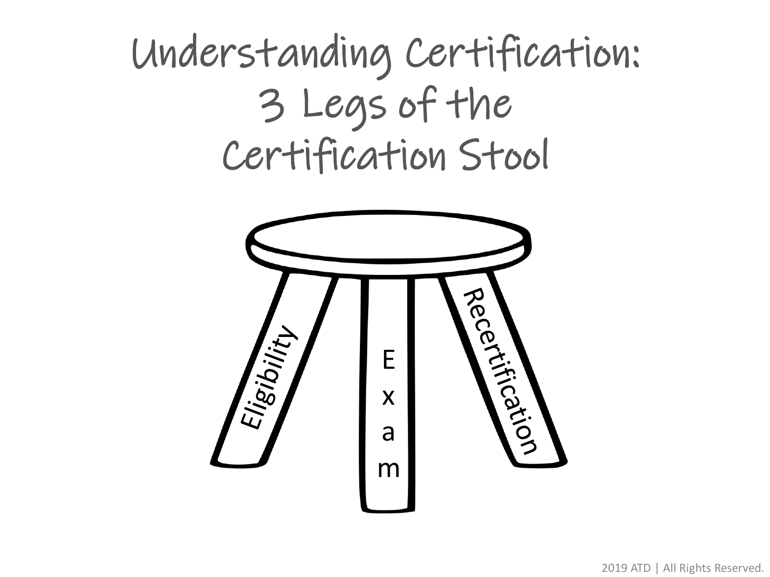# Understanding Certification: 3 Legs of the Certification Stool

Eligibility

Exam

Recertification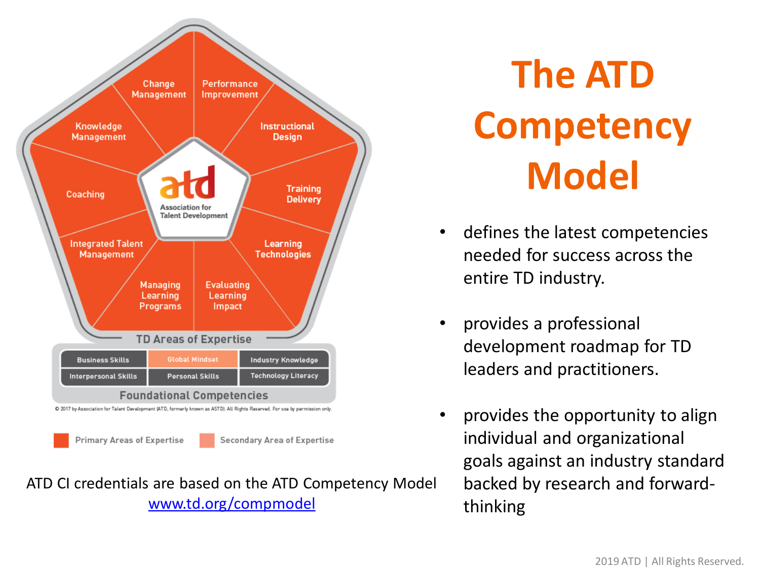# The ATD Competency Model

- defines the latest competencies needed for success across the entire TD industry.
- provides a professional development roadmap for TD leaders and practitioners.
- provides the opportunity to align individual and organizational goals against an industry standard backed by research and forward-thinking

**TD Areas of Expertise**

- Change Management
- Performance Improvement
- Instructional Design
- Training Delivery
- Learning Technologies
- Evaluating Learning Impact
- Managing Learning Programs
- Integrated Talent Management
- Coaching
- Knowledge Management

**Foundational Competencies**

| Business Skills | Global Mindset | Industry Knowledge |
| --- | --- | --- |
| Interpersonal Skills | Personal Skills | Technology Literacy |

© 2017 by Association for Talent Development (ATD, formerly known as ASTD). All Rights Reserved. For use by permission only.

Primary Areas of Expertise | Secondary Area of Expertise

ATD CI credentials are based on the ATD Competency Model
www.td.org/compmodel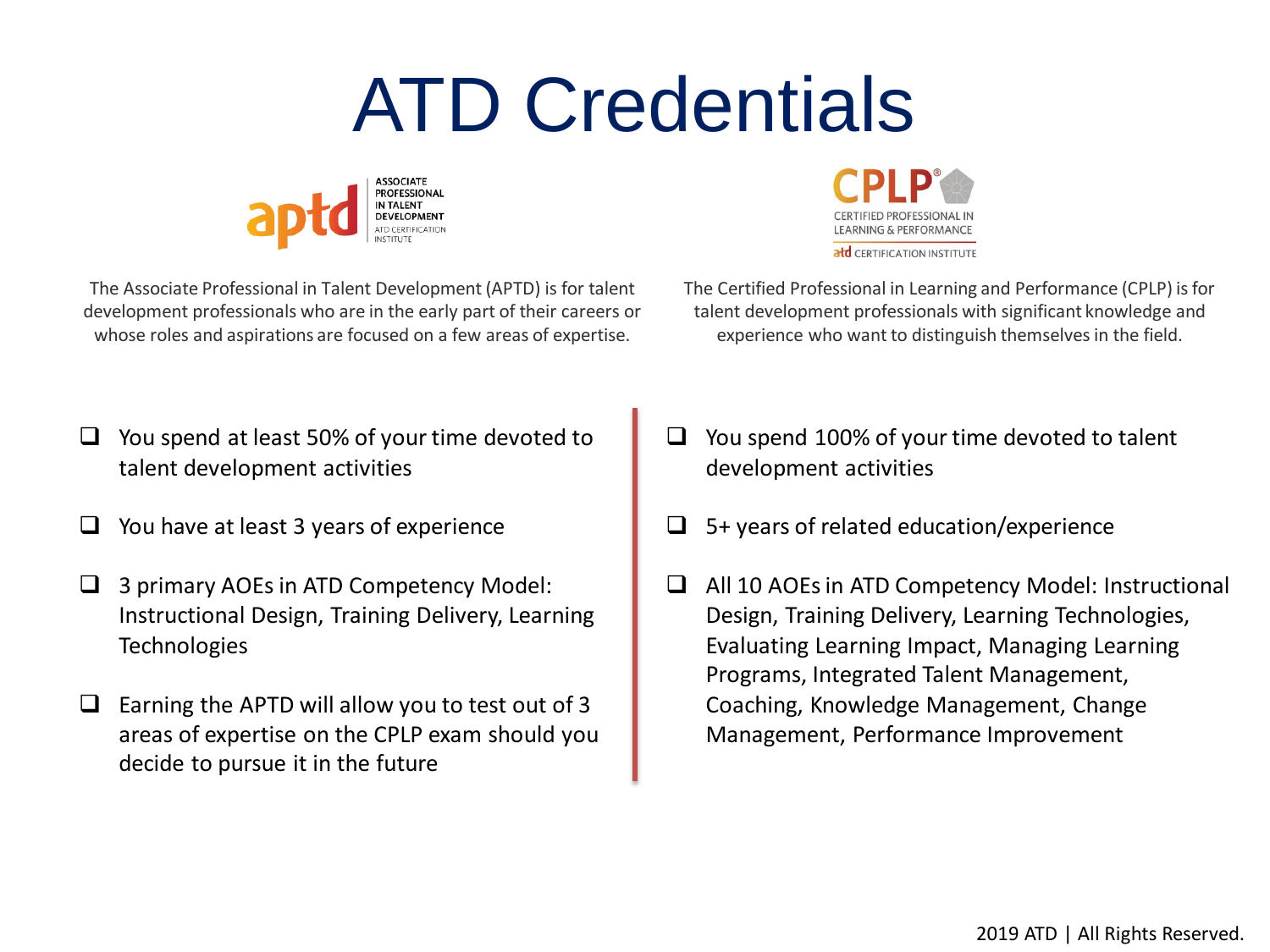# ATD Credentials

**aptd** — ASSOCIATE PROFESSIONAL IN TALENT DEVELOPMENT — ATD CERTIFICATION INSTITUTE

The Associate Professional in Talent Development (APTD) is for talent development professionals who are in the early part of their careers or whose roles and aspirations are focused on a few areas of expertise.

- ❑ You spend at least 50% of your time devoted to talent development activities
- ❑ You have at least 3 years of experience
- ❑ 3 primary AOEs in ATD Competency Model: Instructional Design, Training Delivery, Learning Technologies
- ❑ Earning the APTD will allow you to test out of 3 areas of expertise on the CPLP exam should you decide to pursue it in the future

**CPLP®** — CERTIFIED PROFESSIONAL IN LEARNING & PERFORMANCE — atd CERTIFICATION INSTITUTE

The Certified Professional in Learning and Performance (CPLP) is for talent development professionals with significant knowledge and experience who want to distinguish themselves in the field.

- ❑ You spend 100% of your time devoted to talent development activities
- ❑ 5+ years of related education/experience
- ❑ All 10 AOEs in ATD Competency Model: Instructional Design, Training Delivery, Learning Technologies, Evaluating Learning Impact, Managing Learning Programs, Integrated Talent Management, Coaching, Knowledge Management, Change Management, Performance Improvement

2019 ATD | All Rights Reserved.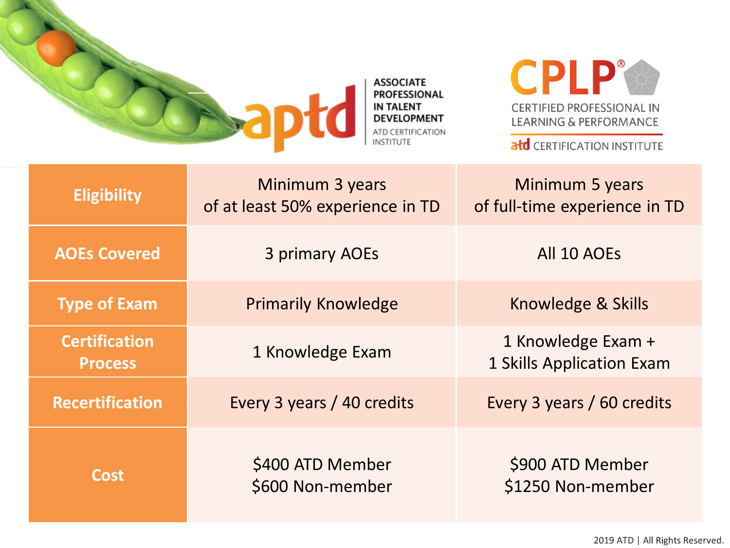| | APTD — Associate Professional in Talent Development (ATD Certification Institute) | CPLP® — Certified Professional in Learning & Performance (ATD Certification Institute) |
|---|---|---|
| **Eligibility** | Minimum 3 years of at least 50% experience in TD | Minimum 5 years of full-time experience in TD |
| **AOEs Covered** | 3 primary AOEs | All 10 AOEs |
| **Type of Exam** | Primarily Knowledge | Knowledge & Skills |
| **Certification Process** | 1 Knowledge Exam | 1 Knowledge Exam + 1 Skills Application Exam |
| **Recertification** | Every 3 years / 40 credits | Every 3 years / 60 credits |
| **Cost** | $400 ATD Member<br>$600 Non-member | $900 ATD Member<br>$1250 Non-member |

2019 ATD | All Rights Reserved.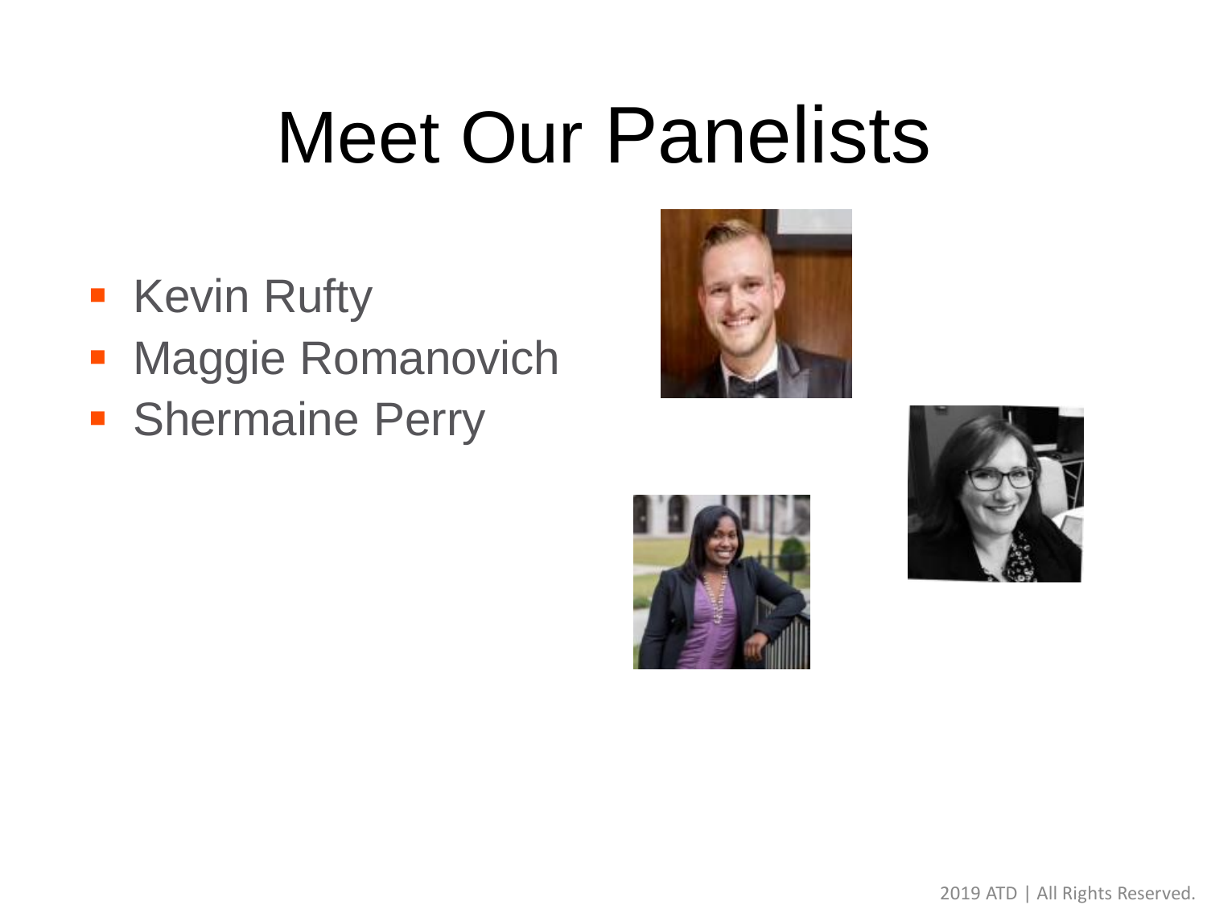# Meet Our Panelists

- Kevin Rufty
- Maggie Romanovich
- Shermaine Perry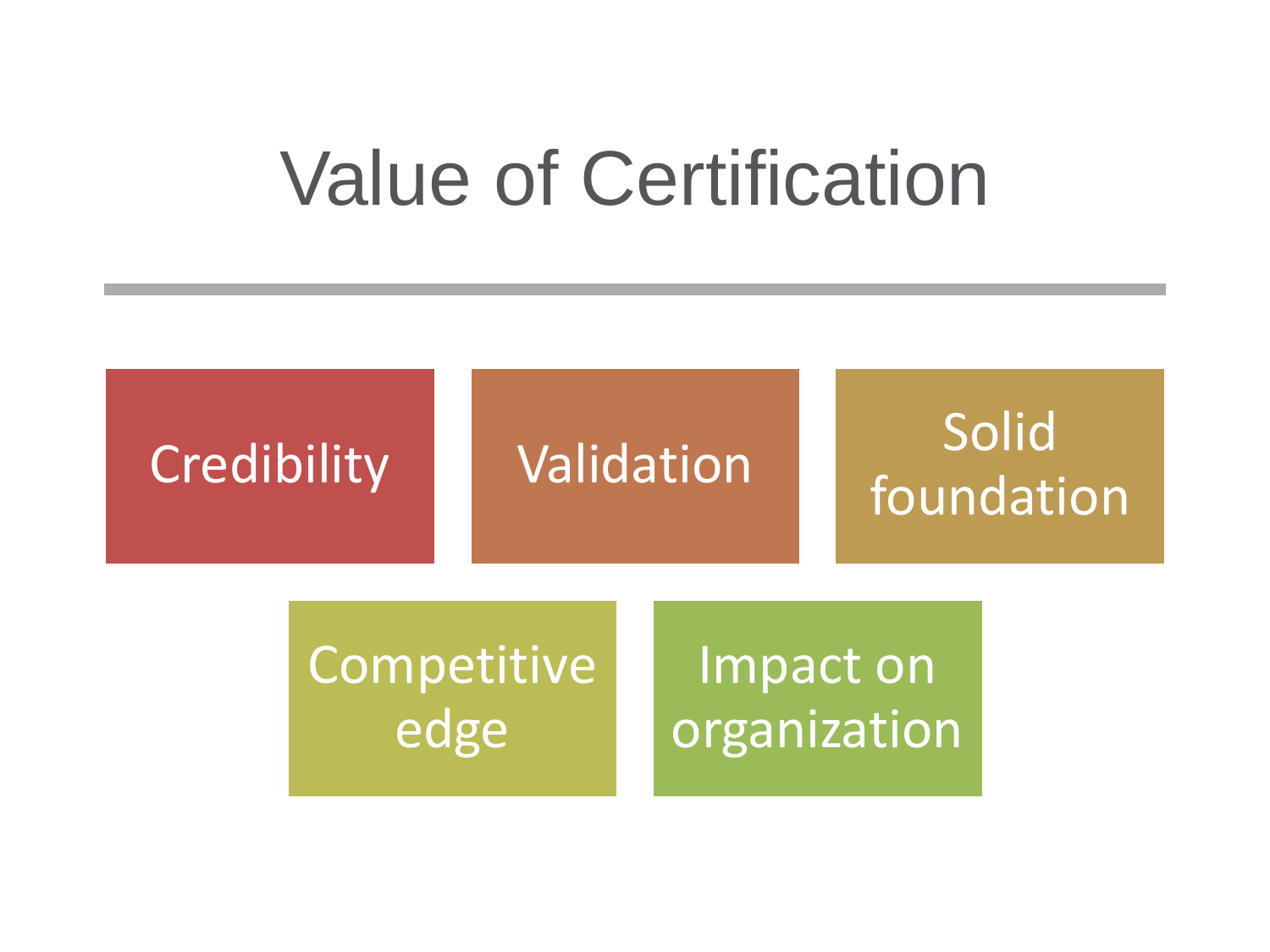# Value of Certification

- Credibility
- Validation
- Solid foundation
- Competitive edge
- Impact on organization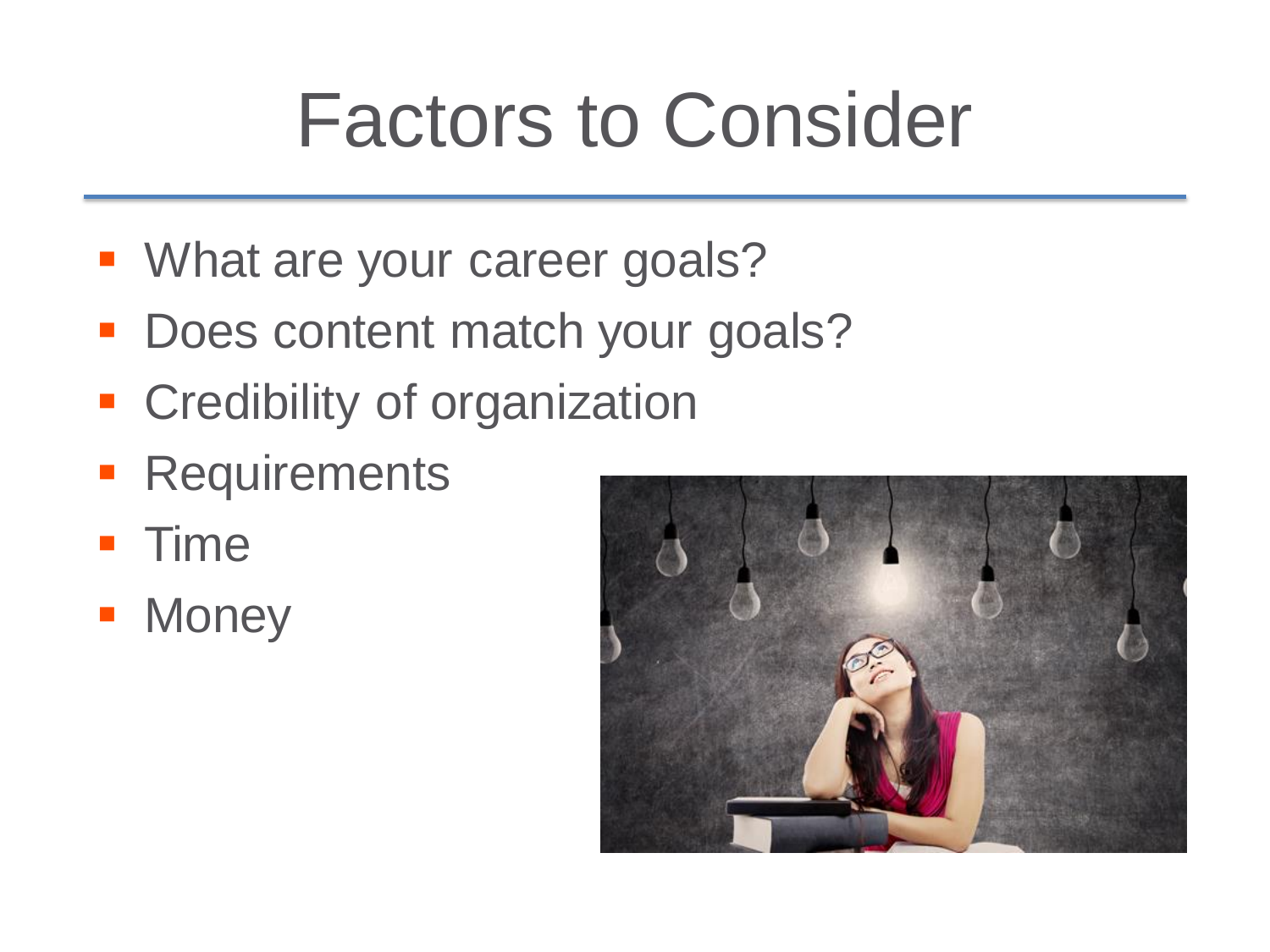# Factors to Consider

- What are your career goals?
- Does content match your goals?
- Credibility of organization
- Requirements
- Time
- Money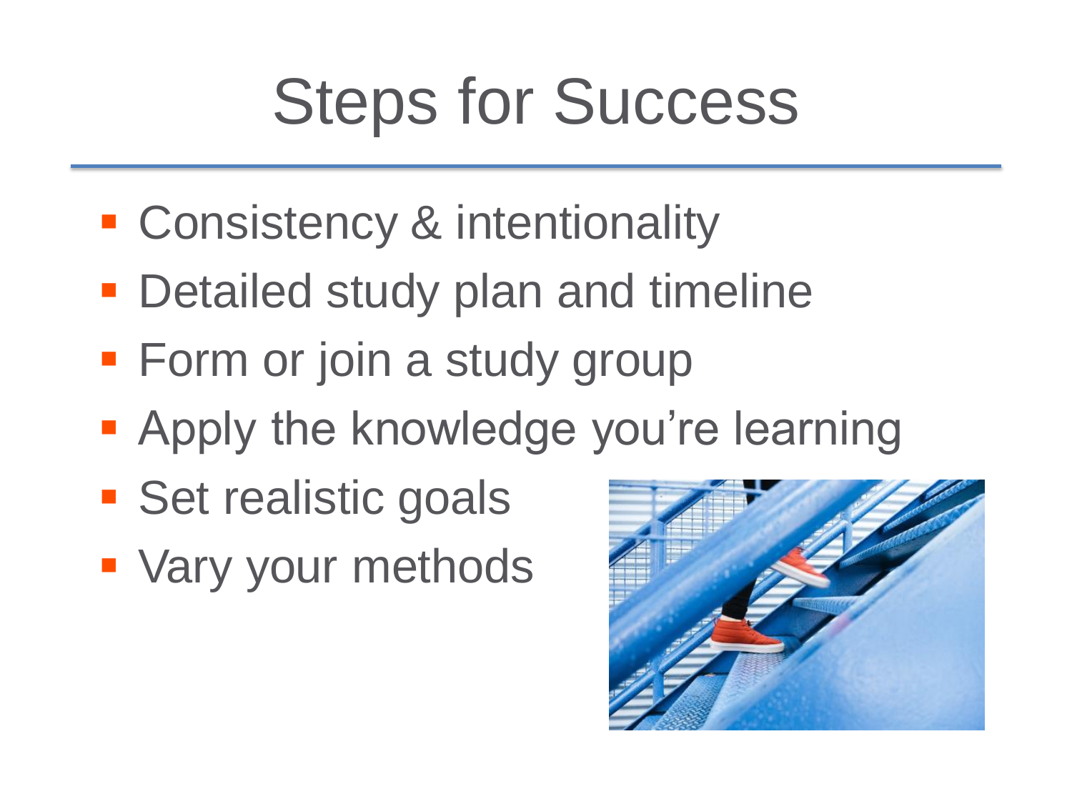# Steps for Success

- Consistency & intentionality
- Detailed study plan and timeline
- Form or join a study group
- Apply the knowledge you're learning
- Set realistic goals
- Vary your methods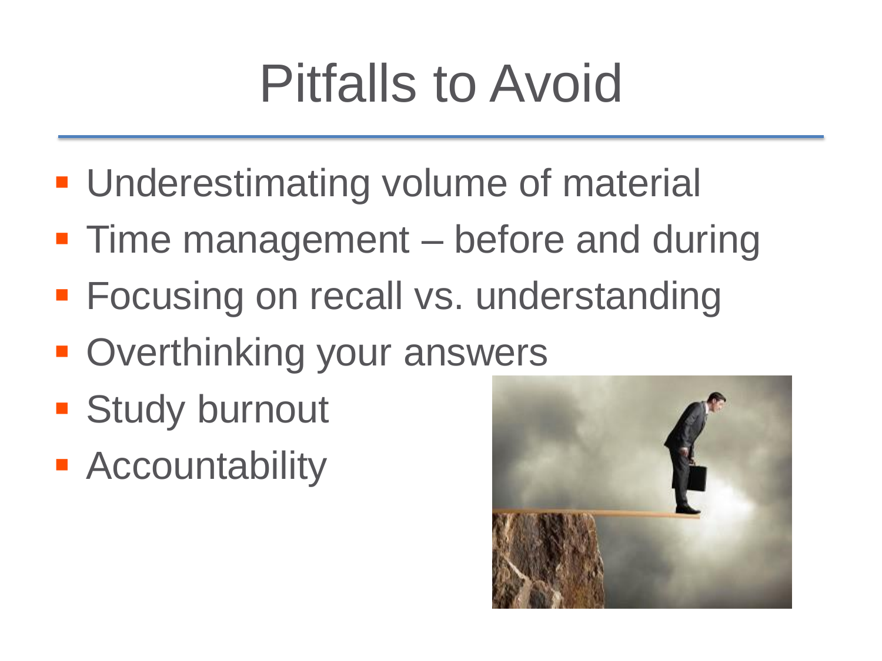# Pitfalls to Avoid

- Underestimating volume of material
- Time management – before and during
- Focusing on recall vs. understanding
- Overthinking your answers
- Study burnout
- Accountability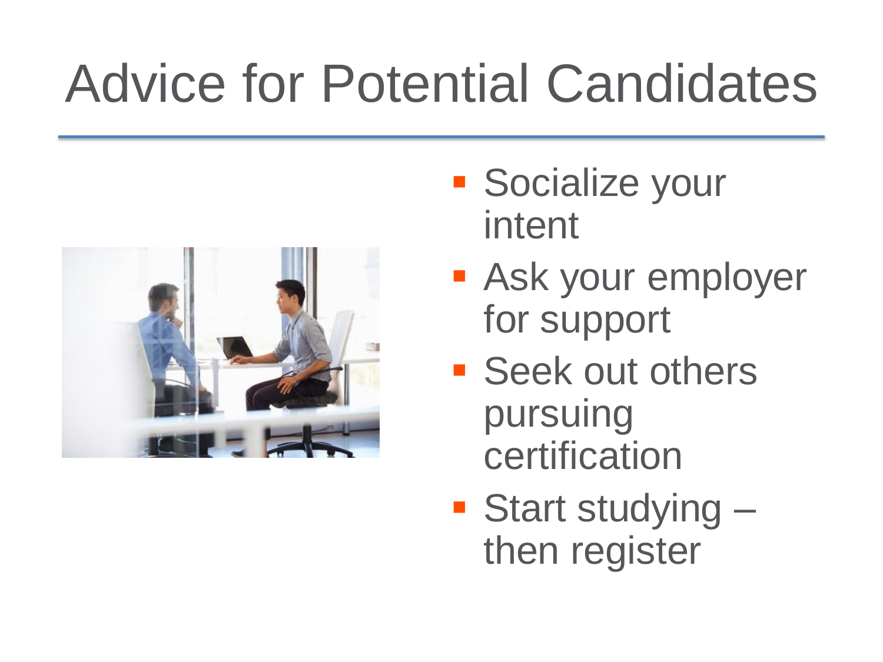# Advice for Potential Candidates

- Socialize your intent
- Ask your employer for support
- Seek out others pursuing certification
- Start studying – then register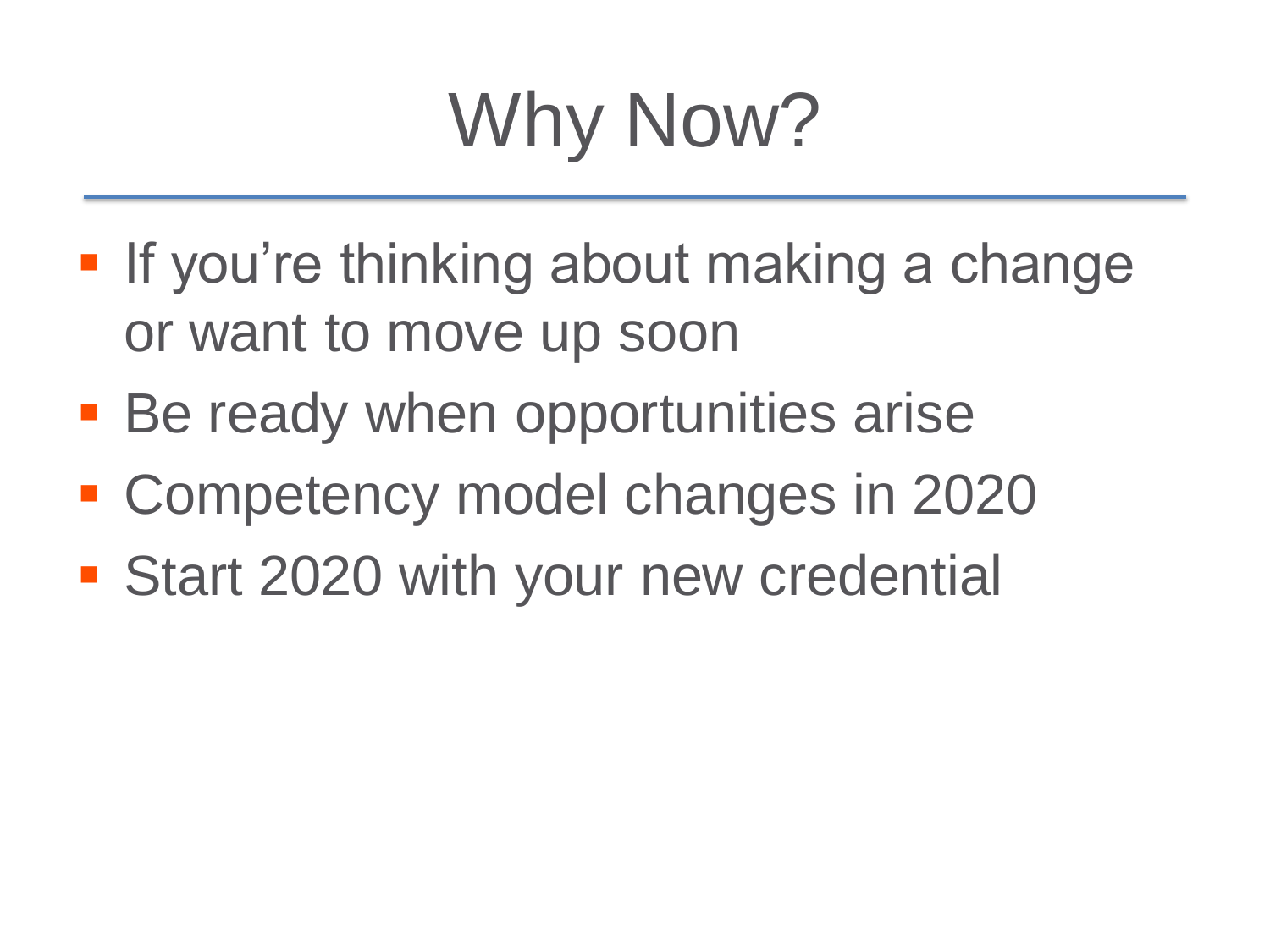# Why Now?

- If you’re thinking about making a change or want to move up soon
- Be ready when opportunities arise
- Competency model changes in 2020
- Start 2020 with your new credential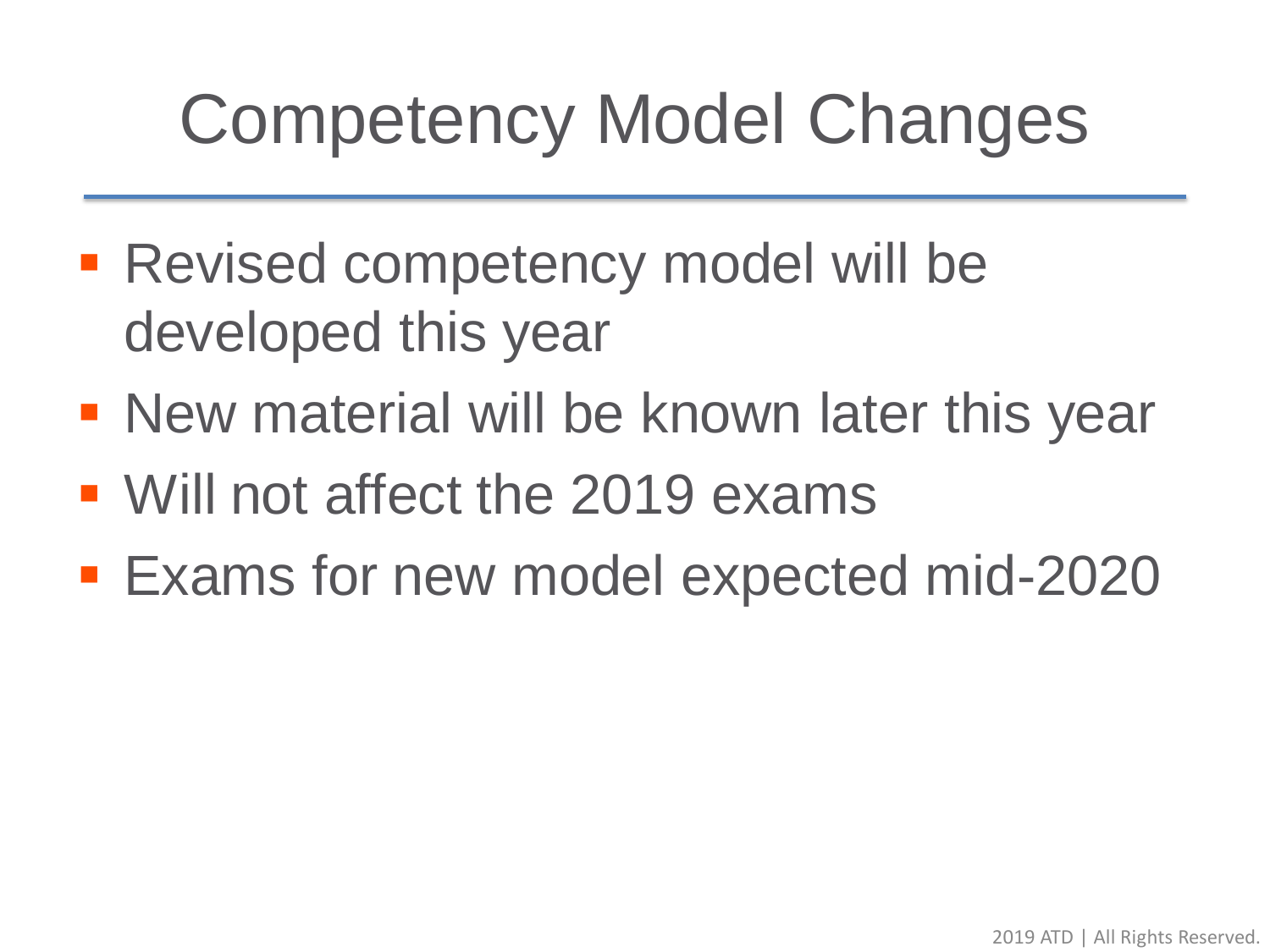# Competency Model Changes

- Revised competency model will be developed this year
- New material will be known later this year
- Will not affect the 2019 exams
- Exams for new model expected mid-2020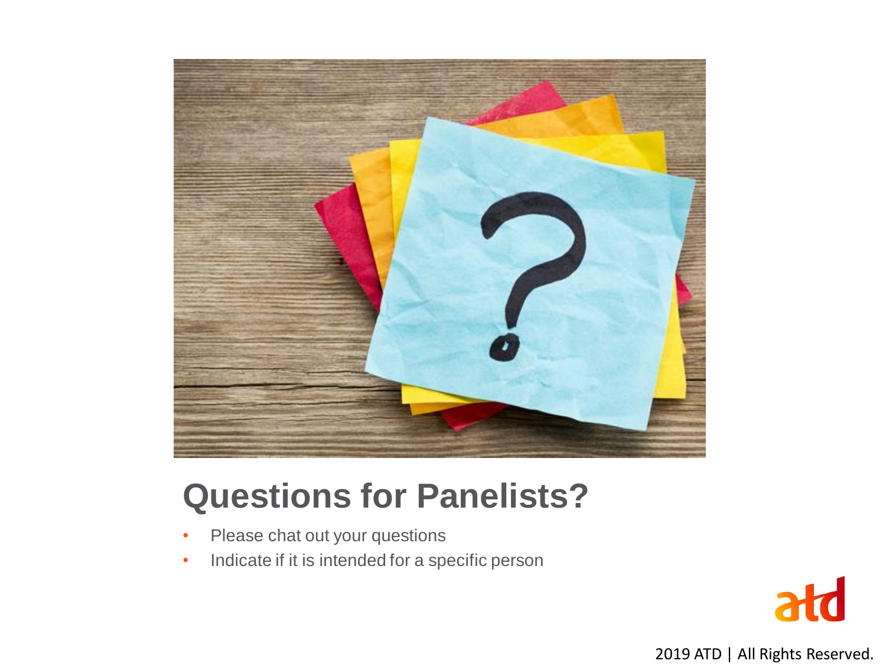# Questions for Panelists?

- Please chat out your questions
- Indicate if it is intended for a specific person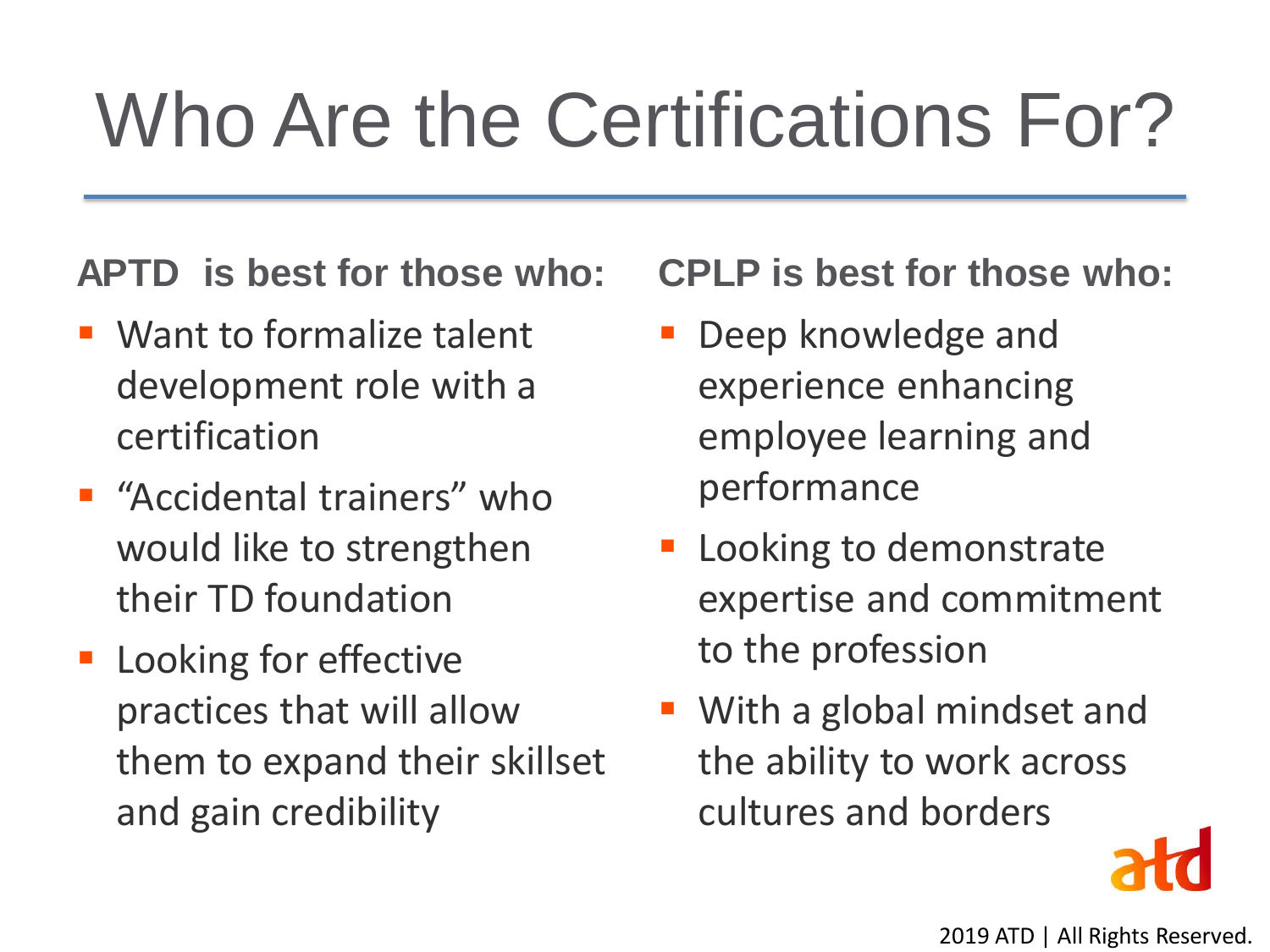# Who Are the Certifications For?

**APTD is best for those who:**

- Want to formalize talent development role with a certification
- "Accidental trainers" who would like to strengthen their TD foundation
- Looking for effective practices that will allow them to expand their skillset and gain credibility

**CPLP is best for those who:**

- Deep knowledge and experience enhancing employee learning and performance
- Looking to demonstrate expertise and commitment to the profession
- With a global mindset and the ability to work across cultures and borders

2019 ATD | All Rights Reserved.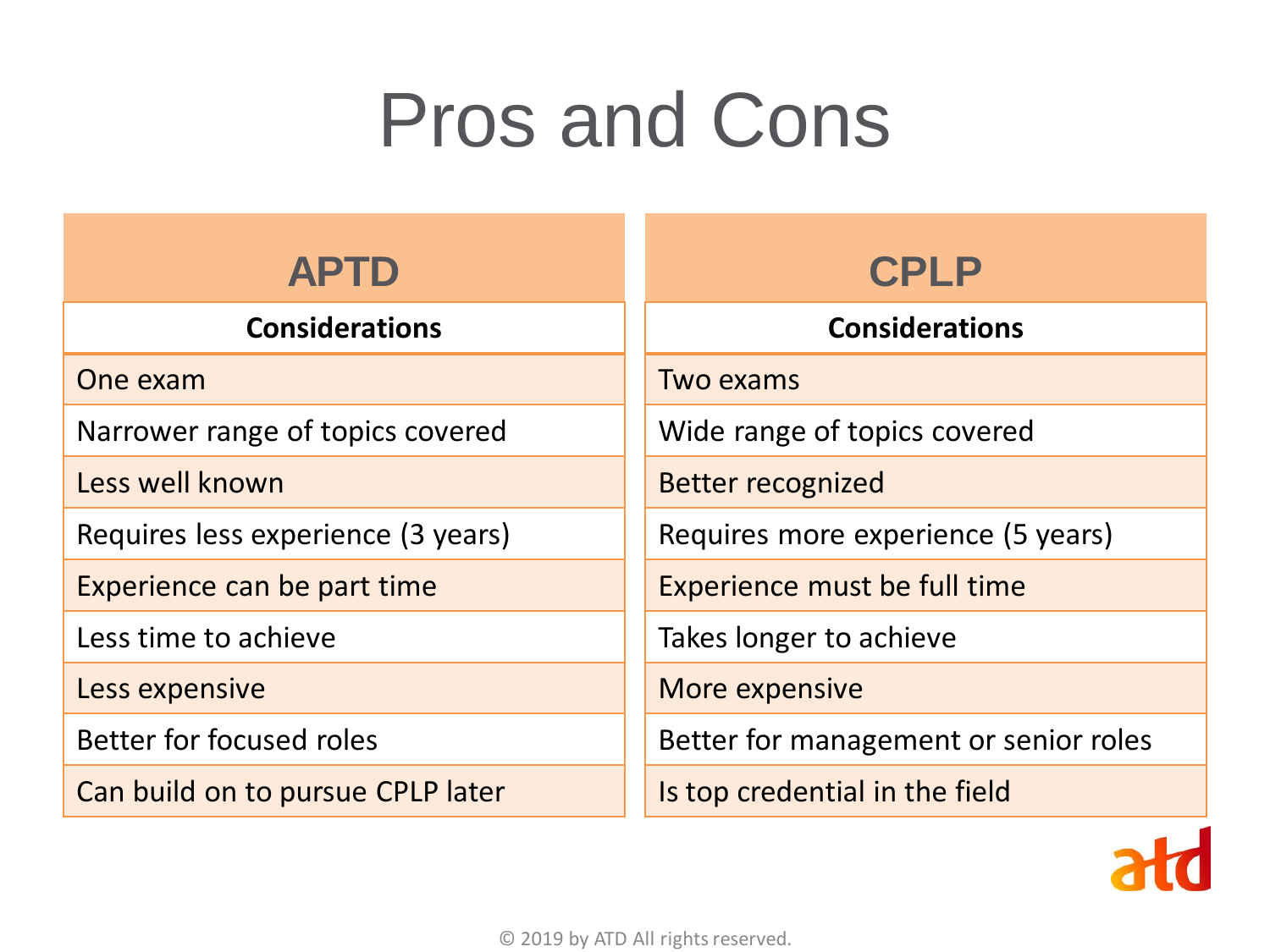# Pros and Cons

| APTD | CPLP |
|---|---|
| **Considerations** | **Considerations** |
| One exam | Two exams |
| Narrower range of topics covered | Wide range of topics covered |
| Less well known | Better recognized |
| Requires less experience (3 years) | Requires more experience (5 years) |
| Experience can be part time | Experience must be full time |
| Less time to achieve | Takes longer to achieve |
| Less expensive | More expensive |
| Better for focused roles | Better for management or senior roles |
| Can build on to pursue CPLP later | Is top credential in the field |

© 2019 by ATD All rights reserved.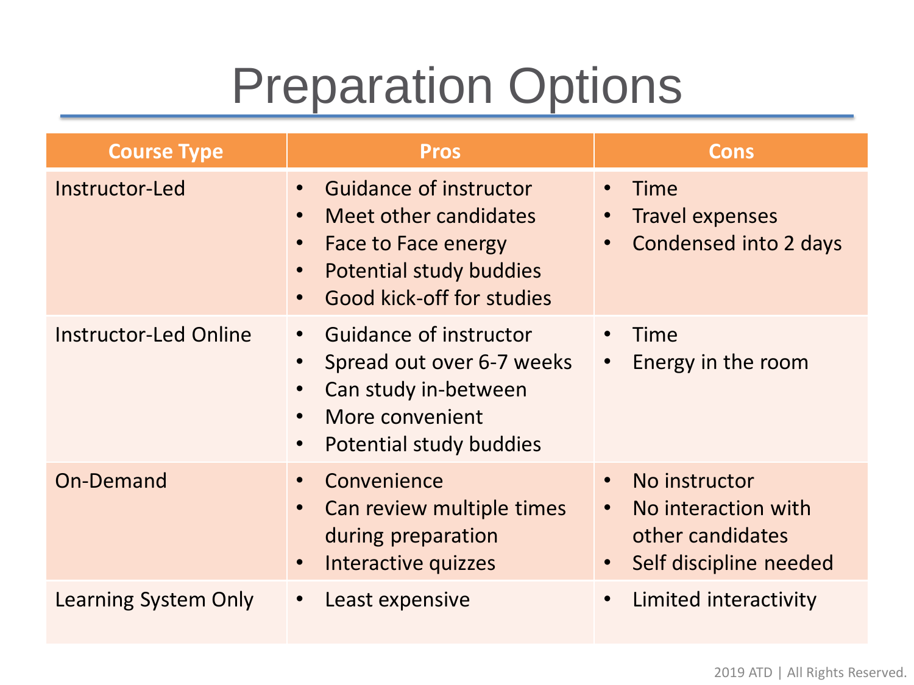# Preparation Options

| Course Type | Pros | Cons |
| --- | --- | --- |
| Instructor-Led | • Guidance of instructor<br>• Meet other candidates<br>• Face to Face energy<br>• Potential study buddies<br>• Good kick-off for studies | • Time<br>• Travel expenses<br>• Condensed into 2 days |
| Instructor-Led Online | • Guidance of instructor<br>• Spread out over 6-7 weeks<br>• Can study in-between<br>• More convenient<br>• Potential study buddies | • Time<br>• Energy in the room |
| On-Demand | • Convenience<br>• Can review multiple times during preparation<br>• Interactive quizzes | • No instructor<br>• No interaction with other candidates<br>• Self discipline needed |
| Learning System Only | • Least expensive | • Limited interactivity |

2019 ATD | All Rights Reserved.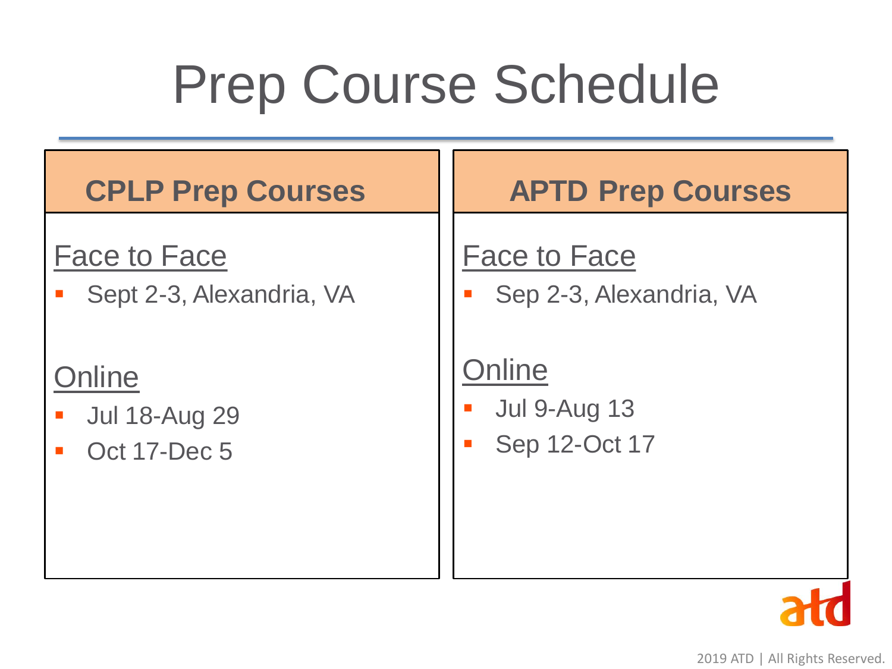# Prep Course Schedule

## CPLP Prep Courses

Face to Face

- Sept 2-3, Alexandria, VA

Online

- Jul 18-Aug 29
- Oct 17-Dec 5

## APTD Prep Courses

Face to Face

- Sep 2-3, Alexandria, VA

Online

- Jul 9-Aug 13
- Sep 12-Oct 17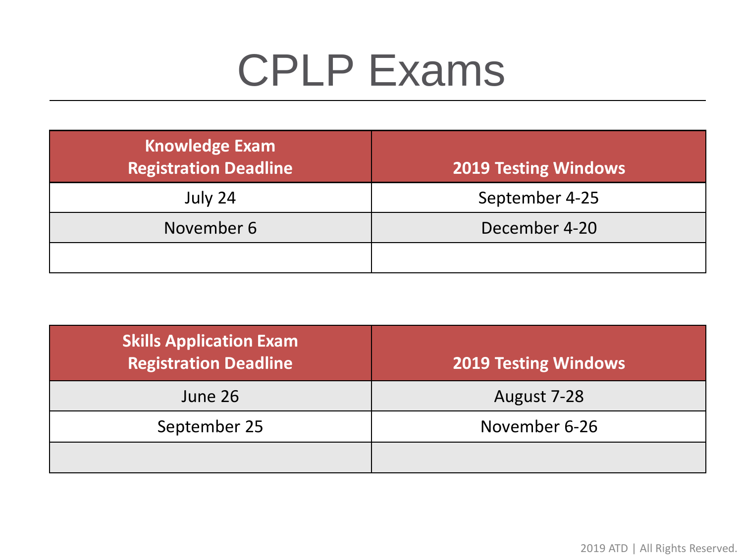# CPLP Exams

| Knowledge Exam Registration Deadline | 2019 Testing Windows |
|---|---|
| July 24 | September 4-25 |
| November 6 | December 4-20 |
| | |

| Skills Application Exam Registration Deadline | 2019 Testing Windows |
|---|---|
| June 26 | August 7-28 |
| September 25 | November 6-26 |
| | |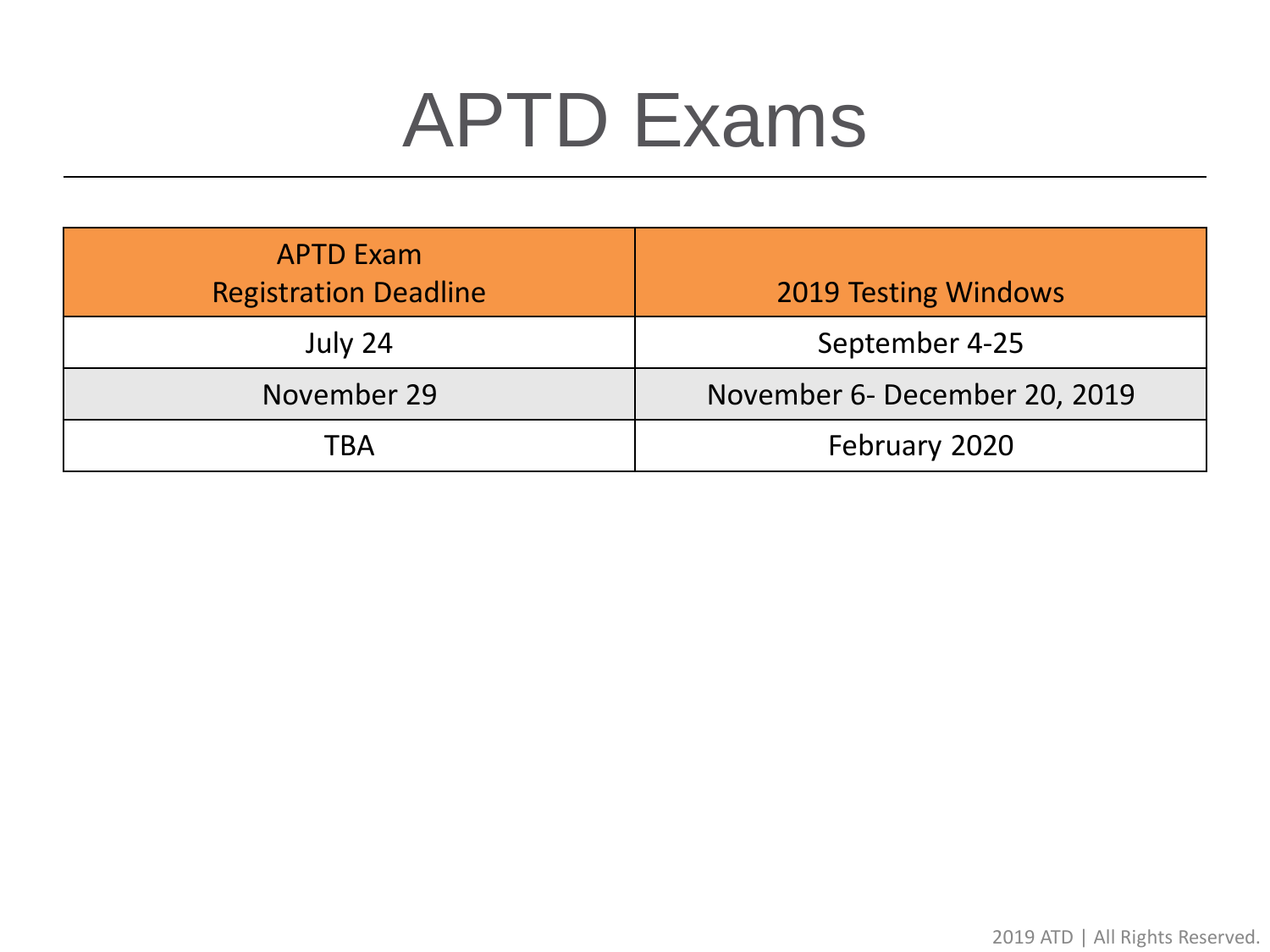# APTD Exams

| APTD Exam Registration Deadline | 2019 Testing Windows |
|---|---|
| July 24 | September 4-25 |
| November 29 | November 6- December 20, 2019 |
| TBA | February 2020 |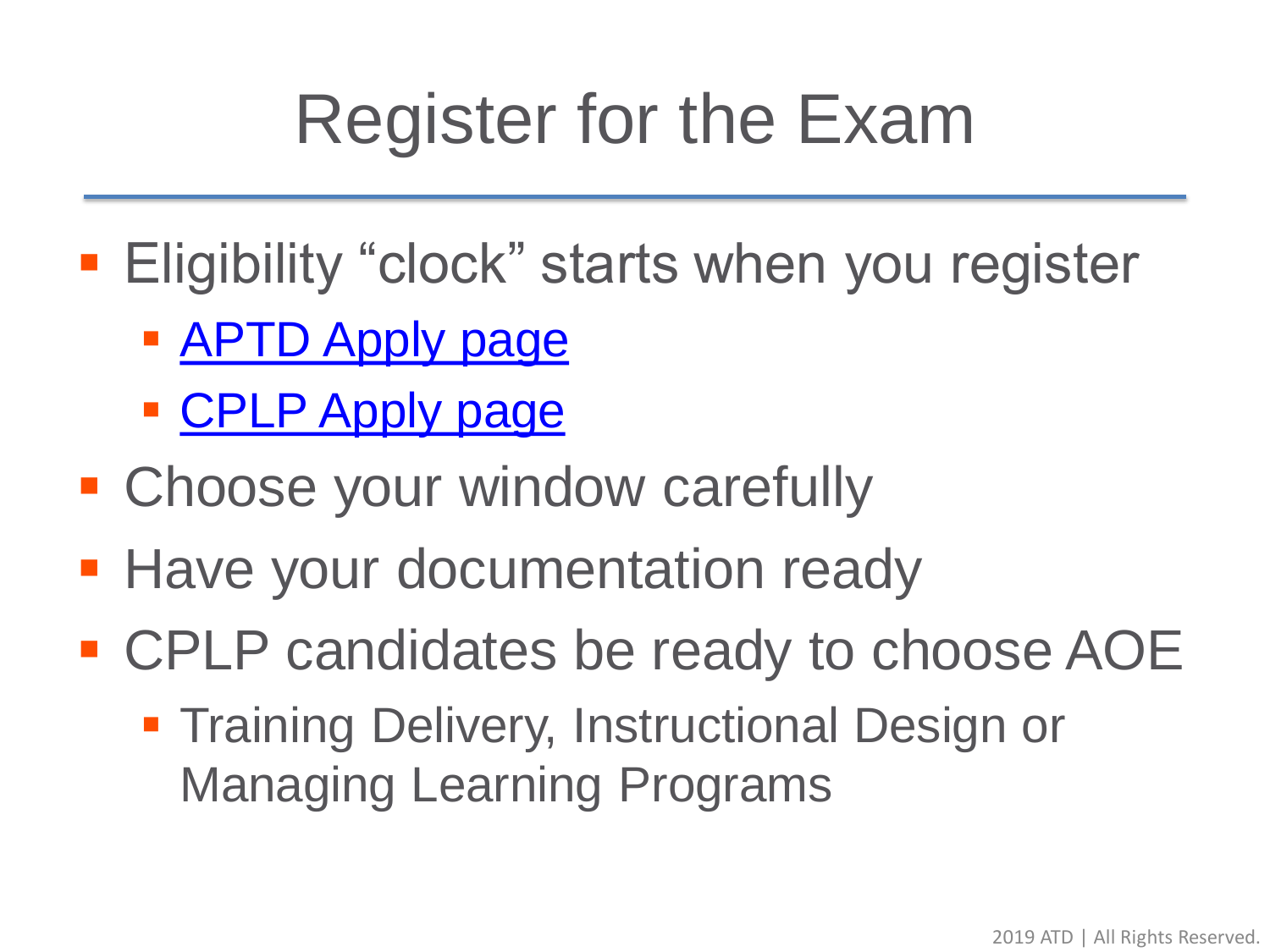# Register for the Exam

- Eligibility "clock" starts when you register
  - APTD Apply page
  - CPLP Apply page
- Choose your window carefully
- Have your documentation ready
- CPLP candidates be ready to choose AOE
  - Training Delivery, Instructional Design or Managing Learning Programs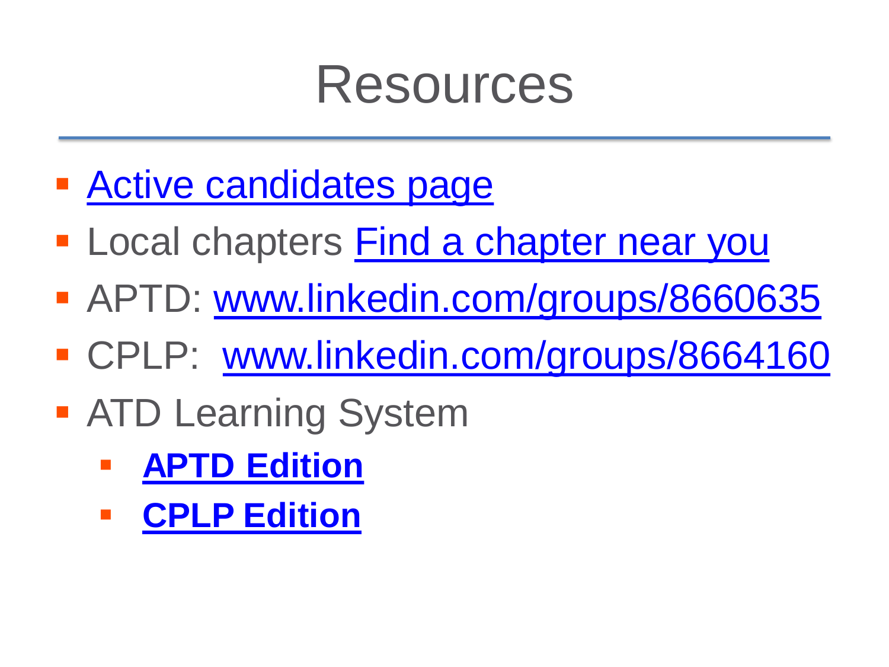# Resources

- Active candidates page
- Local chapters Find a chapter near you
- APTD: www.linkedin.com/groups/8660635
- CPLP: www.linkedin.com/groups/8664160
- ATD Learning System
  - **APTD Edition**
  - **CPLP Edition**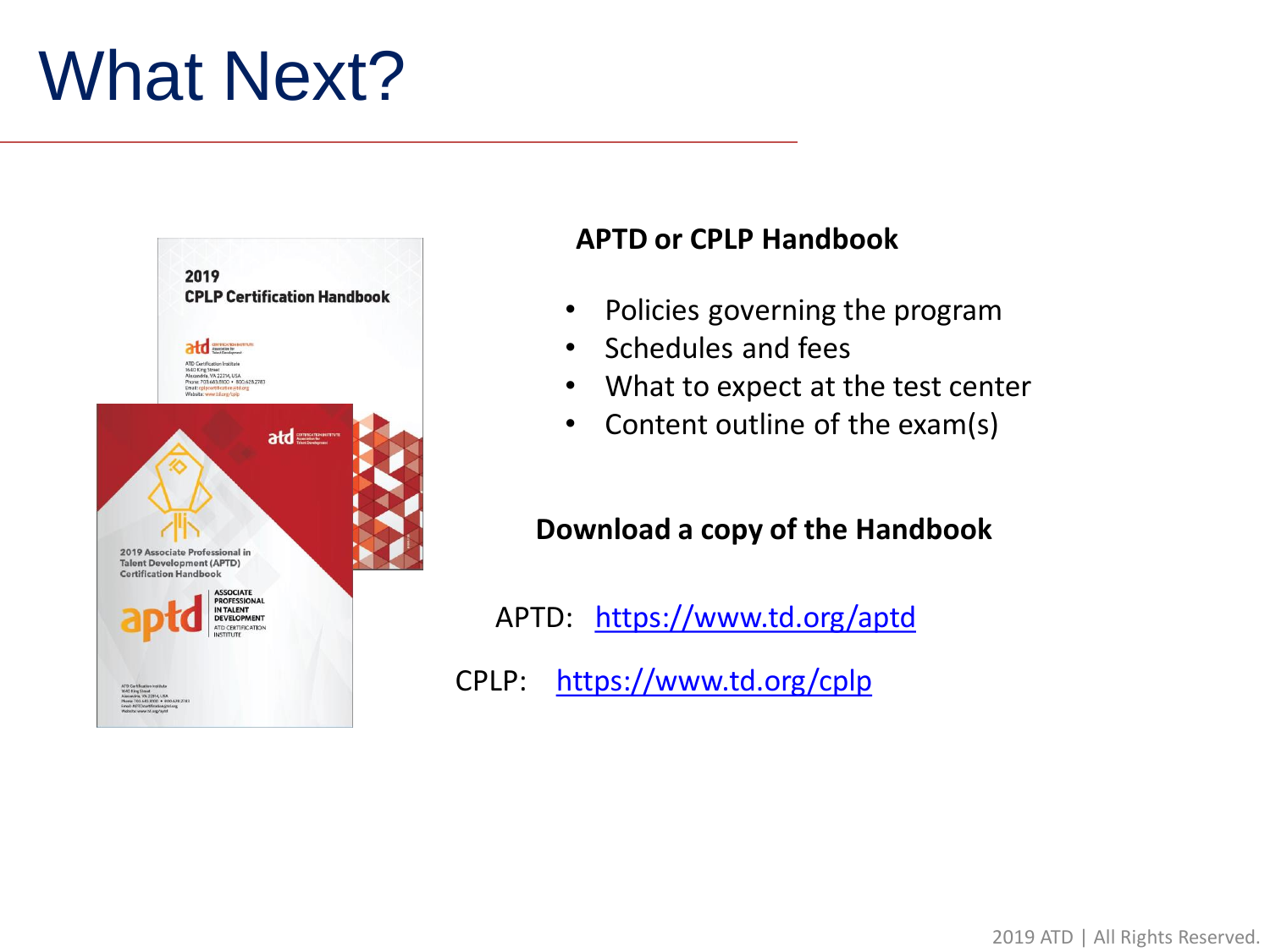# What Next?

**APTD or CPLP Handbook**

- Policies governing the program
- Schedules and fees
- What to expect at the test center
- Content outline of the exam(s)

**Download a copy of the Handbook**

APTD: https://www.td.org/aptd

CPLP: https://www.td.org/cplp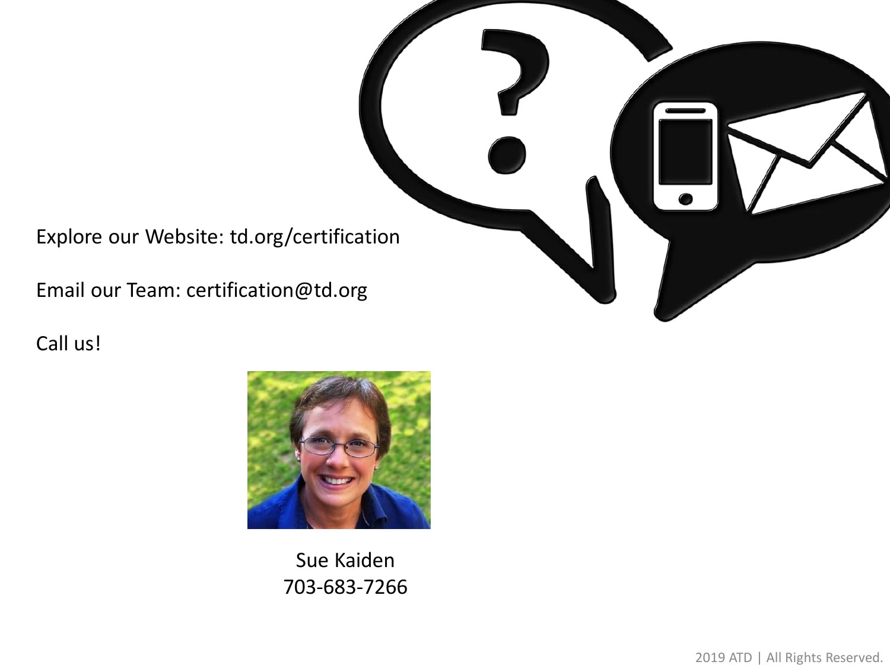Explore our Website: td.org/certification

Email our Team: certification@td.org

Call us!

Sue Kaiden
703-683-7266